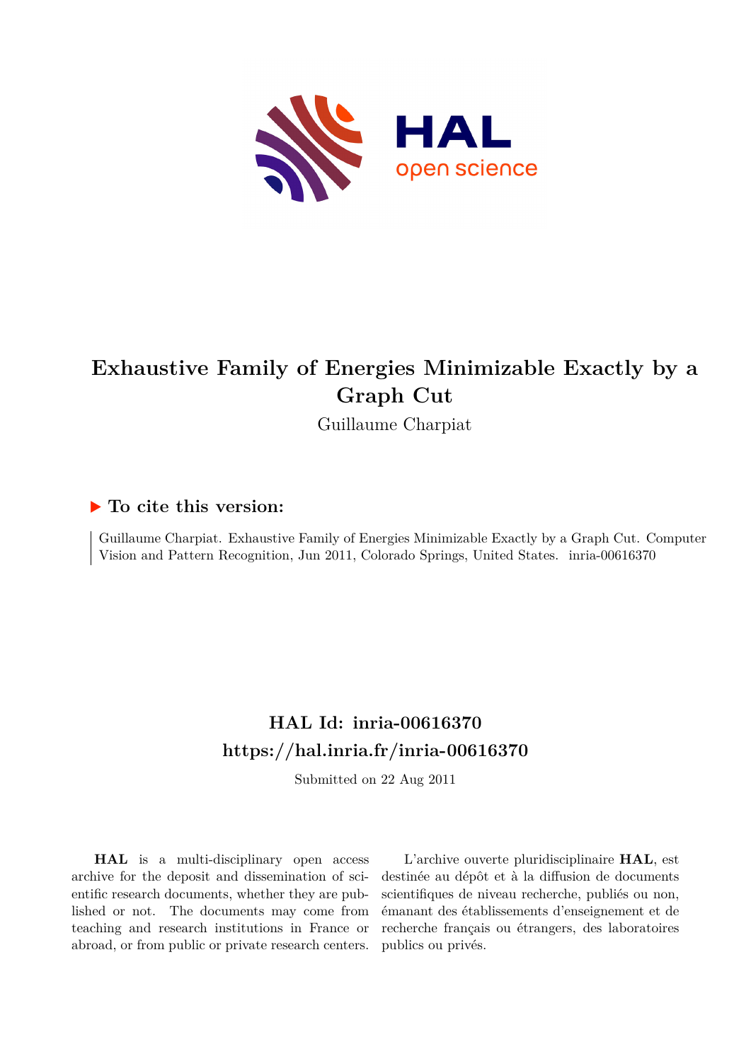# Exhaustive Family of Energies Minimizable Exactly by a Graph Cut

Guillaume Charpiat

## ▶ To cite this version:

Guillaume Charpiat. Exhaustive Family of Energies Minimizable Exactly by a Graph Cut. Computer Vision and Pattern Recognition, Jun 2011, Colorado Springs, United States. inria-00616370

## HAL Id: inria-00616370

## https://hal.inria.fr/inria-00616370

Submitted on 22 Aug 2011

**HAL** is a multi-disciplinary open access archive for the deposit and dissemination of scientific research documents, whether they are published or not. The documents may come from teaching and research institutions in France or abroad, or from public or private research centers.

L'archive ouverte pluridisciplinaire **HAL**, est destinée au dépôt et à la diffusion de documents scientifiques de niveau recherche, publiés ou non, émanant des établissements d'enseignement et de recherche français ou étrangers, des laboratoires publics ou privés.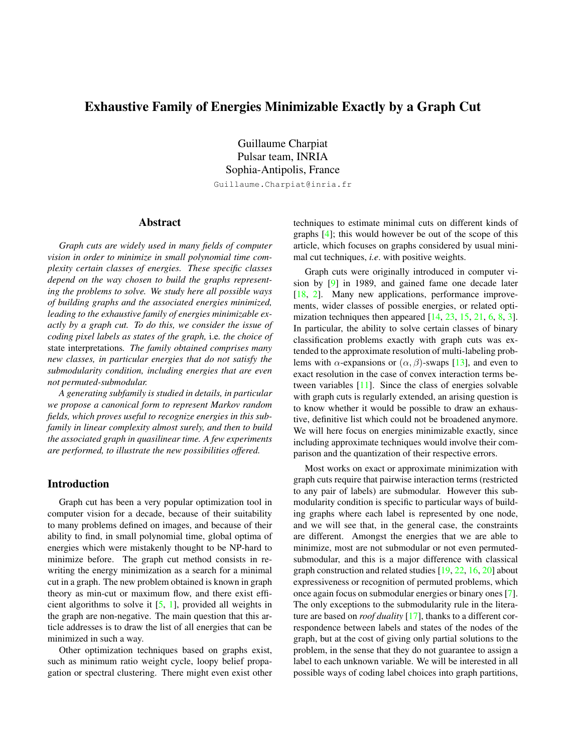# Exhaustive Family of Energies Minimizable Exactly by a Graph Cut

Guillaume Charpiat
Pulsar team, INRIA
Sophia-Antipolis, France

Guillaume.Charpiat@inria.fr

## Abstract

*Graph cuts are widely used in many fields of computer vision in order to minimize in small polynomial time complexity certain classes of energies. These specific classes depend on the way chosen to build the graphs representing the problems to solve. We study here all possible ways of building graphs and the associated energies minimized, leading to the exhaustive family of energies minimizable exactly by a graph cut. To do this, we consider the issue of coding pixel labels as states of the graph,* i.e. *the choice of* state interpretations*. The family obtained comprises many new classes, in particular energies that do not satisfy the submodularity condition, including energies that are even not permuted-submodular.*

*A generating subfamily is studied in details, in particular we propose a canonical form to represent Markov random fields, which proves useful to recognize energies in this subfamily in linear complexity almost surely, and then to build the associated graph in quasilinear time. A few experiments are performed, to illustrate the new possibilities offered.*

## Introduction

Graph cut has been a very popular optimization tool in computer vision for a decade, because of their suitability to many problems defined on images, and because of their ability to find, in small polynomial time, global optima of energies which were mistakenly thought to be NP-hard to minimize before. The graph cut method consists in rewriting the energy minimization as a search for a minimal cut in a graph. The new problem obtained is known in graph theory as min-cut or maximum flow, and there exist efficient algorithms to solve it [5, 1], provided all weights in the graph are non-negative. The main question that this article addresses is to draw the list of all energies that can be minimized in such a way.

Other optimization techniques based on graphs exist, such as minimum ratio weight cycle, loopy belief propagation or spectral clustering. There might even exist other techniques to estimate minimal cuts on different kinds of graphs [4]; this would however be out of the scope of this article, which focuses on graphs considered by usual minimal cut techniques, *i.e*. with positive weights.

Graph cuts were originally introduced in computer vision by [9] in 1989, and gained fame one decade later [18, 2]. Many new applications, performance improvements, wider classes of possible energies, or related optimization techniques then appeared [14, 23, 15, 21, 6, 8, 3]. In particular, the ability to solve certain classes of binary classification problems exactly with graph cuts was extended to the approximate resolution of multi-labeling problems with $\alpha$-expansions or $(\alpha, \beta)$-swaps [13], and even to exact resolution in the case of convex interaction terms between variables [11]. Since the class of energies solvable with graph cuts is regularly extended, an arising question is to know whether it would be possible to draw an exhaustive, definitive list which could not be broadened anymore. We will here focus on energies minimizable exactly, since including approximate techniques would involve their comparison and the quantization of their respective errors.

Most works on exact or approximate minimization with graph cuts require that pairwise interaction terms (restricted to any pair of labels) are submodular. However this submodularity condition is specific to particular ways of building graphs where each label is represented by one node, and we will see that, in the general case, the constraints are different. Amongst the energies that we are able to minimize, most are not submodular or not even permuted-submodular, and this is a major difference with classical graph construction and related studies [19, 22, 16, 20] about expressiveness or recognition of permuted problems, which once again focus on submodular energies or binary ones [7]. The only exceptions to the submodularity rule in the literature are based on *roof duality* [17], thanks to a different correspondence between labels and states of the nodes of the graph, but at the cost of giving only partial solutions to the problem, in the sense that they do not guarantee to assign a label to each unknown variable. We will be interested in all possible ways of coding label choices into graph partitions,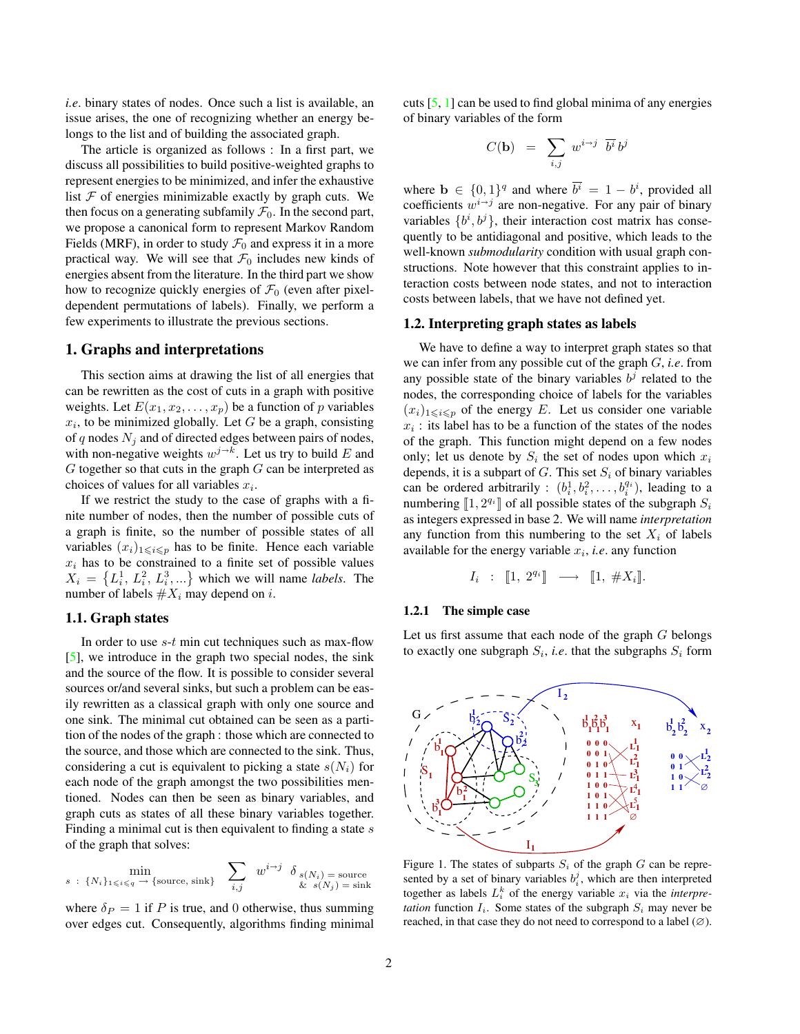*i.e.* binary states of nodes. Once such a list is available, an issue arises, the one of recognizing whether an energy belongs to the list and of building the associated graph.

The article is organized as follows : In a first part, we discuss all possibilities to build positive-weighted graphs to represent energies to be minimized, and infer the exhaustive list $\mathcal{F}$ of energies minimizable exactly by graph cuts. We then focus on a generating subfamily $\mathcal{F}_0$. In the second part, we propose a canonical form to represent Markov Random Fields (MRF), in order to study $\mathcal{F}_0$ and express it in a more practical way. We will see that $\mathcal{F}_0$ includes new kinds of energies absent from the literature. In the third part we show how to recognize quickly energies of $\mathcal{F}_0$ (even after pixel-dependent permutations of labels). Finally, we perform a few experiments to illustrate the previous sections.

## 1. Graphs and interpretations

This section aims at drawing the list of all energies that can be rewritten as the cost of cuts in a graph with positive weights. Let $E(x_1, x_2, \ldots, x_p)$ be a function of $p$ variables $x_i$, to be minimized globally. Let $G$ be a graph, consisting of $q$ nodes $N_j$ and of directed edges between pairs of nodes, with non-negative weights $w^{j \to k}$. Let us try to build $E$ and $G$ together so that cuts in the graph $G$ can be interpreted as choices of values for all variables $x_i$.

If we restrict the study to the case of graphs with a finite number of nodes, then the number of possible cuts of a graph is finite, so the number of possible states of all variables $(x_i)_{1 \leqslant i \leqslant p}$ has to be finite. Hence each variable $x_i$ has to be constrained to a finite set of possible values $X_i = \{L_i^1, L_i^2, L_i^3, \ldots\}$ which we will name *labels*. The number of labels $\#X_i$ may depend on $i$.

### 1.1. Graph states

In order to use $s$-$t$ min cut techniques such as max-flow [5], we introduce in the graph two special nodes, the sink and the source of the flow. It is possible to consider several sources or/and several sinks, but such a problem can be easily rewritten as a classical graph with only one source and one sink. The minimal cut obtained can be seen as a partition of the nodes of the graph : those which are connected to the source, and those which are connected to the sink. Thus, considering a cut is equivalent to picking a state $s(N_i)$ for each node of the graph amongst the two possibilities mentioned. Nodes can then be seen as binary variables, and graph cuts as states of all these binary variables together. Finding a minimal cut is then equivalent to finding a state $s$ of the graph that solves:

$$\min_{s \;:\; \{N_i\}_{1 \leqslant i \leqslant q} \to \{\text{source, sink}\}} \; \sum_{i,j} w^{i \to j} \; \delta_{\substack{s(N_i) = \text{source} \\ \& \;\; s(N_j) = \text{sink}}}$$

where $\delta_P = 1$ if $P$ is true, and 0 otherwise, thus summing over edges cut. Consequently, algorithms finding minimal cuts [5, 1] can be used to find global minima of any energies of binary variables of the form

$$C(\mathbf{b}) \;\; = \;\; \sum_{i,j} \; w^{i \to j} \;\; \overline{b^i} \, b^j$$

where $\mathbf{b} \in \{0,1\}^q$ and where $\overline{b^i} = 1 - b^i$, provided all coefficients $w^{i \to j}$ are non-negative. For any pair of binary variables $\{b^i, b^j\}$, their interaction cost matrix has consequently to be antidiagonal and positive, which leads to the well-known *submodularity* condition with usual graph constructions. Note however that this constraint applies to interaction costs between node states, and not to interaction costs between labels, that we have not defined yet.

### 1.2. Interpreting graph states as labels

We have to define a way to interpret graph states so that we can infer from any possible cut of the graph $G$, *i.e.* from any possible state of the binary variables $b^j$ related to the nodes, the corresponding choice of labels for the variables $(x_i)_{1 \leqslant i \leqslant p}$ of the energy $E$. Let us consider one variable $x_i$ : its label has to be a function of the states of the nodes of the graph. This function might depend on a few nodes only; let us denote by $S_i$ the set of nodes upon which $x_i$ depends, it is a subpart of $G$. This set $S_i$ of binary variables can be ordered arbitrarily : $(b_i^1, b_i^2, \ldots, b_i^{q_i})$, leading to a numbering $[\![1, 2^{q_i}]\!]$ of all possible states of the subgraph $S_i$ as integers expressed in base 2. We will name *interpretation* any function from this numbering to the set $X_i$ of labels available for the energy variable $x_i$, *i.e.* any function

$$I_i \quad : \quad [\![1,\; 2^{q_i}]\!] \quad \longrightarrow \quad [\![1,\; \#X_i]\!].$$

#### 1.2.1 The simple case

Let us first assume that each node of the graph $G$ belongs to exactly one subgraph $S_i$, *i.e.* that the subgraphs $S_i$ form

Figure 1. The states of subparts $S_i$ of the graph $G$ can be represented by a set of binary variables $b_i^j$, which are then interpreted together as labels $L_i^k$ of the energy variable $x_i$ via the *interpretation* function $I_i$. Some states of the subgraph $S_i$ may never be reached, in that case they do not need to correspond to a label ($\varnothing$).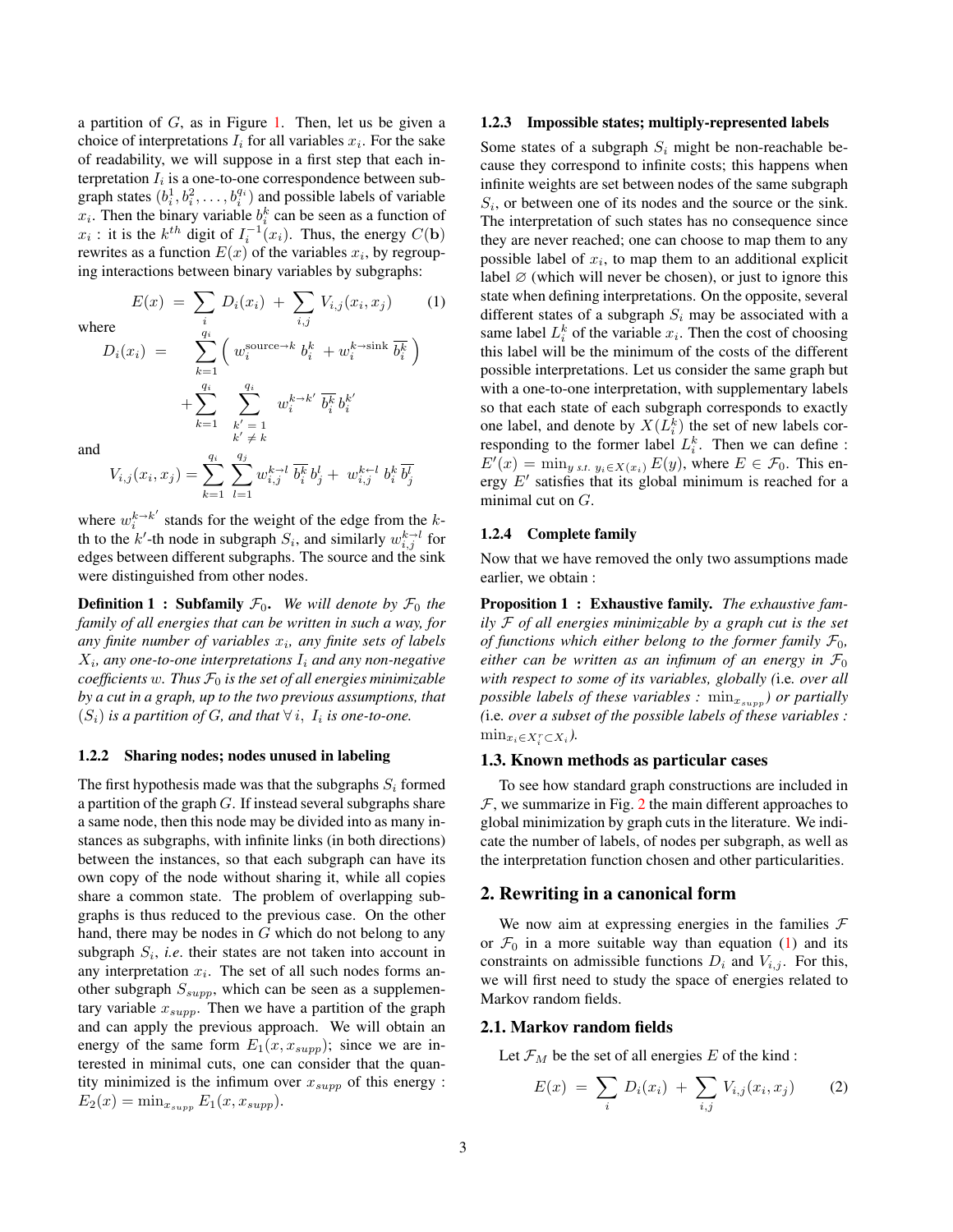a partition of $G$, as in Figure 1. Then, let us be given a choice of interpretations $I_i$ for all variables $x_i$. For the sake of readability, we will suppose in a first step that each interpretation $I_i$ is a one-to-one correspondence between subgraph states $(b_i^1, b_i^2, \ldots, b_i^{q_i})$ and possible labels of variable $x_i$. Then the binary variable $b_i^k$ can be seen as a function of $x_i$ : it is the $k^{th}$ digit of $I_i^{-1}(x_i)$. Thus, the energy $C(\mathbf{b})$ rewrites as a function $E(x)$ of the variables $x_i$, by regrouping interactions between binary variables by subgraphs:

$$E(x) \;=\; \sum_i D_i(x_i) \;+\; \sum_{i,j} V_{i,j}(x_i, x_j) \qquad (1)$$

where

$$\begin{aligned} D_i(x_i) \;=\; & \sum_{k=1}^{q_i} \Big( w_i^{\text{source}\to k}\; b_i^k \;+ w_i^{k\to\text{sink}}\; \overline{b_i^k} \Big) \\ & + \sum_{k=1}^{q_i} \sum_{\substack{k'=1 \\ k'\neq k}}^{q_i} w_i^{k\to k'}\; \overline{b_i^k}\, b_i^{k'} \end{aligned}$$

and

$$V_{i,j}(x_i, x_j) = \sum_{k=1}^{q_i} \sum_{l=1}^{q_j} w_{i,j}^{k\to l}\; \overline{b_i^k}\, b_j^l \,+\; w_{i,j}^{k\leftarrow l}\; b_i^k\, \overline{b_j^l}$$

where $w_i^{k\to k'}$ stands for the weight of the edge from the $k$-th to the $k'$-th node in subgraph $S_i$, and similarly $w_{i,j}^{k\to l}$ for edges between different subgraphs. The source and the sink were distinguished from other nodes.

**Definition 1 : Subfamily $\mathcal{F}_0$.** *We will denote by $\mathcal{F}_0$ the family of all energies that can be written in such a way, for any finite number of variables $x_i$, any finite sets of labels $X_i$, any one-to-one interpretations $I_i$ and any non-negative coefficients $w$. Thus $\mathcal{F}_0$ is the set of all energies minimizable by a cut in a graph, up to the two previous assumptions, that $(S_i)$ is a partition of $G$, and that $\forall\, i,\; I_i$ is one-to-one.*

#### 1.2.2 Sharing nodes; nodes unused in labeling

The first hypothesis made was that the subgraphs $S_i$ formed a partition of the graph $G$. If instead several subgraphs share a same node, then this node may be divided into as many instances as subgraphs, with infinite links (in both directions) between the instances, so that each subgraph can have its own copy of the node without sharing it, while all copies share a common state. The problem of overlapping subgraphs is thus reduced to the previous case. On the other hand, there may be nodes in $G$ which do not belong to any subgraph $S_i$, *i.e*. their states are not taken into account in any interpretation $x_i$. The set of all such nodes forms another subgraph $S_{supp}$, which can be seen as a supplementary variable $x_{supp}$. Then we have a partition of the graph and can apply the previous approach. We will obtain an energy of the same form $E_1(x, x_{supp})$; since we are interested in minimal cuts, one can consider that the quantity minimized is the infimum over $x_{supp}$ of this energy : $E_2(x) = \min_{x_{supp}} E_1(x, x_{supp})$.

#### 1.2.3 Impossible states; multiply-represented labels

Some states of a subgraph $S_i$ might be non-reachable because they correspond to infinite costs; this happens when infinite weights are set between nodes of the same subgraph $S_i$, or between one of its nodes and the source or the sink. The interpretation of such states has no consequence since they are never reached; one can choose to map them to any possible label of $x_i$, to map them to an additional explicit label $\varnothing$ (which will never be chosen), or just to ignore this state when defining interpretations. On the opposite, several different states of a subgraph $S_i$ may be associated with a same label $L_i^k$ of the variable $x_i$. Then the cost of choosing this label will be the minimum of the costs of the different possible interpretations. Let us consider the same graph but with a one-to-one interpretation, with supplementary labels so that each state of each subgraph corresponds to exactly one label, and denote by $X(L_i^k)$ the set of new labels corresponding to the former label $L_i^k$. Then we can define : $E'(x) = \min_{y \text{ s.t. } y_i \in X(x_i)} E(y)$, where $E \in \mathcal{F}_0$. This energy $E'$ satisfies that its global minimum is reached for a minimal cut on $G$.

#### 1.2.4 Complete family

Now that we have removed the only two assumptions made earlier, we obtain :

**Proposition 1 : Exhaustive family.** *The exhaustive family $\mathcal{F}$ of all energies minimizable by a graph cut is the set of functions which either belong to the former family $\mathcal{F}_0$, either can be written as an infimum of an energy in $\mathcal{F}_0$ with respect to some of its variables, globally (*i.e. *over all possible labels of these variables : $\min_{x_{supp}}$) or partially (*i.e. *over a subset of the possible labels of these variables : $\min_{x_i \in X_i^r \subset X_i}$).*

### 1.3. Known methods as particular cases

To see how standard graph constructions are included in $\mathcal{F}$, we summarize in Fig. 2 the main different approaches to global minimization by graph cuts in the literature. We indicate the number of labels, of nodes per subgraph, as well as the interpretation function chosen and other particularities.

## 2. Rewriting in a canonical form

We now aim at expressing energies in the families $\mathcal{F}$ or $\mathcal{F}_0$ in a more suitable way than equation (1) and its constraints on admissible functions $D_i$ and $V_{i,j}$. For this, we will first need to study the space of energies related to Markov random fields.

### 2.1. Markov random fields

Let $\mathcal{F}_M$ be the set of all energies $E$ of the kind :

$$E(x) \;=\; \sum_i D_i(x_i) \;+\; \sum_{i,j} V_{i,j}(x_i, x_j) \qquad (2)$$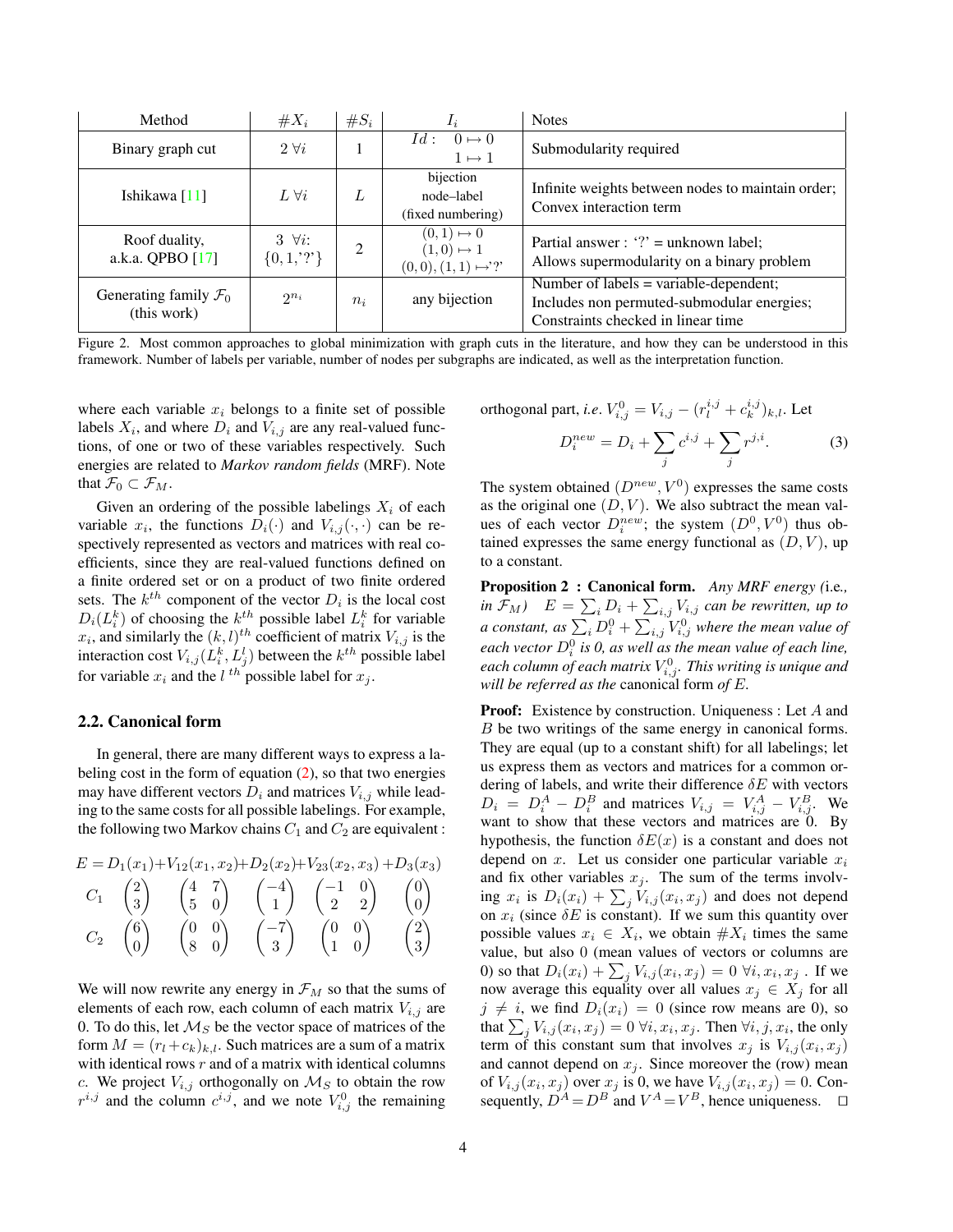| Method | $\#X_i$ | $\#S_i$ | $I_i$ | Notes |
|---|---|---|---|---|
| Binary graph cut | $2\ \forall i$ | 1 | $Id: \begin{array}{l} 0 \mapsto 0 \\ 1 \mapsto 1 \end{array}$ | Submodularity required |
| Ishikawa [11] | $L\ \forall i$ | $L$ | bijection node–label (fixed numbering) | Infinite weights between nodes to maintain order; Convex interaction term |
| Roof duality, a.k.a. QPBO [17] | $3\ \forall i$: $\{0, 1, '?'\}$ | 2 | $(0,1) \mapsto 0$ $(1,0) \mapsto 1$ $(0,0),(1,1) \mapsto '?'$ | Partial answer : '?' = unknown label; Allows supermodularity on a binary problem |
| Generating family $\mathcal{F}_0$ (this work) | $2^{n_i}$ | $n_i$ | any bijection | Number of labels = variable-dependent; Includes non permuted-submodular energies; Constraints checked in linear time |

Figure 2. Most common approaches to global minimization with graph cuts in the literature, and how they can be understood in this framework. Number of labels per variable, number of nodes per subgraphs are indicated, as well as the interpretation function.

where each variable $x_i$ belongs to a finite set of possible labels $X_i$, and where $D_i$ and $V_{i,j}$ are any real-valued functions, of one or two of these variables respectively. Such energies are related to *Markov random fields* (MRF). Note that $\mathcal{F}_0 \subset \mathcal{F}_M$.

Given an ordering of the possible labelings $X_i$ of each variable $x_i$, the functions $D_i(\cdot)$ and $V_{i,j}(\cdot,\cdot)$ can be respectively represented as vectors and matrices with real coefficients, since they are real-valued functions defined on a finite ordered set or on a product of two finite ordered sets. The $k^{th}$ component of the vector $D_i$ is the local cost $D_i(L_i^k)$ of choosing the $k^{th}$ possible label $L_i^k$ for variable $x_i$, and similarly the $(k,l)^{th}$ coefficient of matrix $V_{i,j}$ is the interaction cost $V_{i,j}(L_i^k, L_j^l)$ between the $k^{th}$ possible label for variable $x_i$ and the $l^{\,th}$ possible label for $x_j$.

## 2.2. Canonical form

In general, there are many different ways to express a labeling cost in the form of equation (2), so that two energies may have different vectors $D_i$ and matrices $V_{i,j}$ while leading to the same costs for all possible labelings. For example, the following two Markov chains $C_1$ and $C_2$ are equivalent :

$$
\begin{array}{cccccc}
E = & D_1(x_1) + & V_{12}(x_1,x_2) + & D_2(x_2) + & V_{23}(x_2,x_3) + & D_3(x_3) \\
C_1 & \begin{pmatrix}2\\3\end{pmatrix} & \begin{pmatrix}4 & 7\\5 & 0\end{pmatrix} & \begin{pmatrix}-4\\1\end{pmatrix} & \begin{pmatrix}-1 & 0\\2 & 2\end{pmatrix} & \begin{pmatrix}0\\0\end{pmatrix} \\
C_2 & \begin{pmatrix}6\\0\end{pmatrix} & \begin{pmatrix}0 & 0\\8 & 0\end{pmatrix} & \begin{pmatrix}-7\\3\end{pmatrix} & \begin{pmatrix}0 & 0\\1 & 0\end{pmatrix} & \begin{pmatrix}2\\3\end{pmatrix}
\end{array}
$$

We will now rewrite any energy in $\mathcal{F}_M$ so that the sums of elements of each row, each column of each matrix $V_{i,j}$ are 0. To do this, let $\mathcal{M}_S$ be the vector space of matrices of the form $M = (r_l + c_k)_{k,l}$. Such matrices are a sum of a matrix with identical rows $r$ and of a matrix with identical columns $c$. We project $V_{i,j}$ orthogonally on $\mathcal{M}_S$ to obtain the row $r^{i,j}$ and the column $c^{i,j}$, and we note $V_{i,j}^0$ the remaining orthogonal part, *i.e.* $V_{i,j}^0 = V_{i,j} - (r_l^{i,j} + c_k^{i,j})_{k,l}$. Let

$$
D_i^{new} = D_i + \sum_j c^{i,j} + \sum_j r^{j,i}. \tag{3}
$$

The system obtained $(D^{new}, V^0)$ expresses the same costs as the original one $(D, V)$. We also subtract the mean values of each vector $D_i^{new}$; the system $(D^0, V^0)$ thus obtained expresses the same energy functional as $(D, V)$, up to a constant.

**Proposition 2 : Canonical form.** *Any MRF energy (*i.e.*, in $\mathcal{F}_M$) $\;E = \sum_i D_i + \sum_{i,j} V_{i,j}$ can be rewritten, up to a constant, as $\sum_i D_i^0 + \sum_{i,j} V_{i,j}^0$ where the mean value of each vector $D_i^0$ is 0, as well as the mean value of each line, each column of each matrix $V_{i,j}^0$. This writing is unique and will be referred as the* canonical form *of $E$.*

**Proof:** Existence by construction. Uniqueness : Let $A$ and $B$ be two writings of the same energy in canonical forms. They are equal (up to a constant shift) for all labelings; let us express them as vectors and matrices for a common ordering of labels, and write their difference $\delta E$ with vectors $D_i = D_i^A - D_i^B$ and matrices $V_{i,j} = V_{i,j}^A - V_{i,j}^B$. We want to show that these vectors and matrices are 0. By hypothesis, the function $\delta E(x)$ is a constant and does not depend on $x$. Let us consider one particular variable $x_i$ and fix other variables $x_j$. The sum of the terms involving $x_i$ is $D_i(x_i) + \sum_j V_{i,j}(x_i, x_j)$ and does not depend on $x_i$ (since $\delta E$ is constant). If we sum this quantity over possible values $x_i \in X_i$, we obtain $\#X_i$ times the same value, but also 0 (mean values of vectors or columns are 0) so that $D_i(x_i) + \sum_j V_{i,j}(x_i, x_j) = 0\ \forall i, x_i, x_j$ . If we now average this equality over all values $x_j \in X_j$ for all $j \neq i$, we find $D_i(x_i) = 0$ (since row means are 0), so that $\sum_j V_{i,j}(x_i, x_j) = 0\ \forall i, x_i, x_j$. Then $\forall i, j, x_i$, the only term of this constant sum that involves $x_j$ is $V_{i,j}(x_i, x_j)$ and cannot depend on $x_j$. Since moreover the (row) mean of $V_{i,j}(x_i, x_j)$ over $x_j$ is 0, we have $V_{i,j}(x_i, x_j) = 0$. Consequently, $D^A = D^B$ and $V^A = V^B$, hence uniqueness. $\square$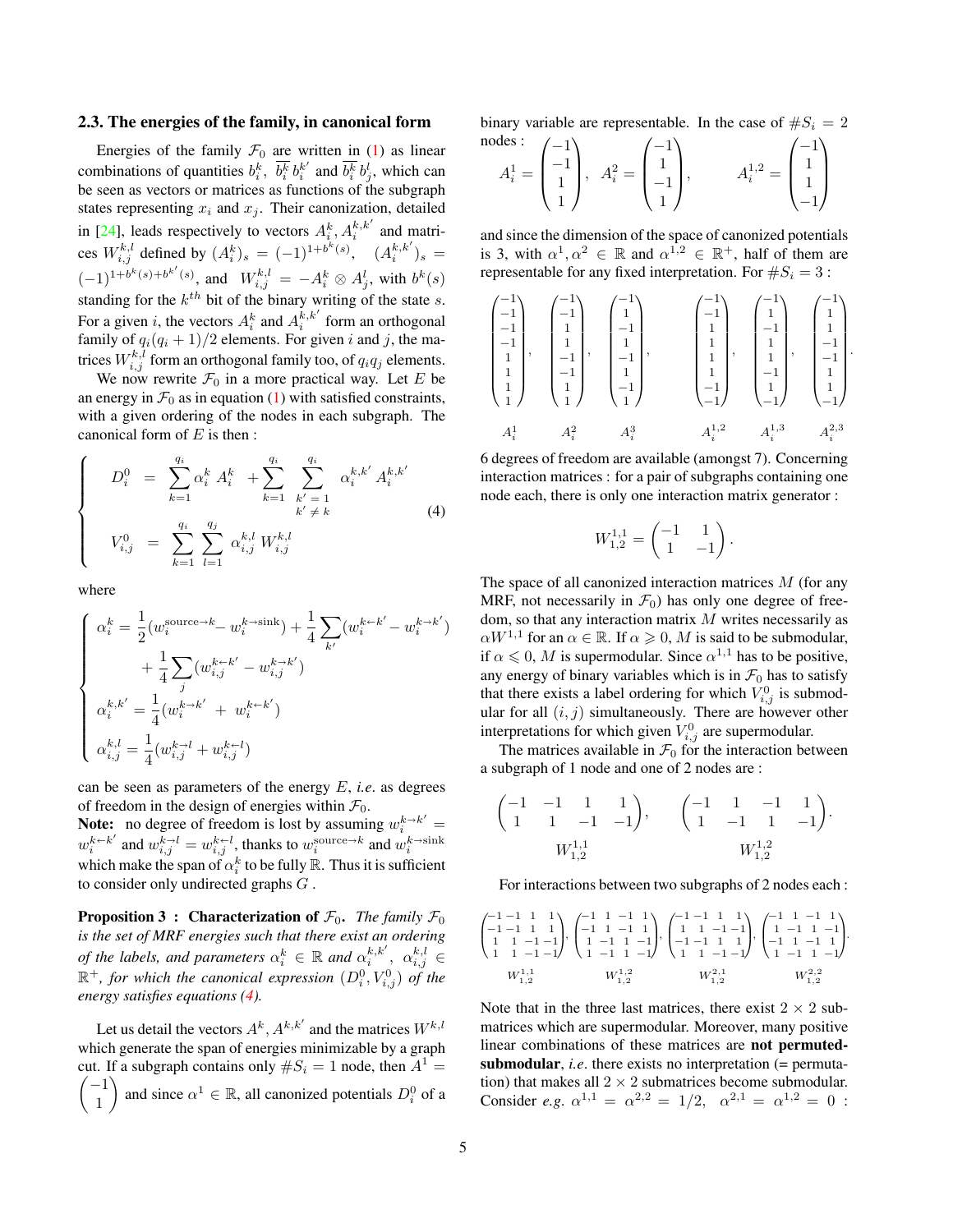### 2.3. The energies of the family, in canonical form

Energies of the family $\mathcal{F}_0$ are written in (1) as linear combinations of quantities $b_i^k$, $\overline{b_i^k}\, b_i^{k'}$ and $\overline{b_i^k}\, b_j^l$, which can be seen as vectors or matrices as functions of the subgraph states representing $x_i$ and $x_j$. Their canonization, detailed in [24], leads respectively to vectors $A_i^k, A_i^{k,k'}$ and matrices $W_{i,j}^{k,l}$ defined by $(A_i^k)_s = (-1)^{1+b^k(s)}$, $(A_i^{k,k'})_s = (-1)^{1+b^k(s)+b^{k'}(s)}$, and $W_{i,j}^{k,l} = -A_i^k \otimes A_j^l$, with $b^k(s)$ standing for the $k^{th}$ bit of the binary writing of the state $s$. For a given $i$, the vectors $A_i^k$ and $A_i^{k,k'}$ form an orthogonal family of $q_i(q_i+1)/2$ elements. For given $i$ and $j$, the matrices $W_{i,j}^{k,l}$ form an orthogonal family too, of $q_i q_j$ elements.

We now rewrite $\mathcal{F}_0$ in a more practical way. Let $E$ be an energy in $\mathcal{F}_0$ as in equation (1) with satisfied constraints, with a given ordering of the nodes in each subgraph. The canonical form of $E$ is then :

$$\left\{ \begin{array}{rcl} D_i^0 &=& \displaystyle\sum_{k=1}^{q_i} \alpha_i^k\, A_i^k \;+ \sum_{k=1}^{q_i} \sum_{\substack{k'=1 \\ k' \neq k}}^{q_i} \alpha_i^{k,k'}\, A_i^{k,k'} \\ V_{i,j}^0 &=& \displaystyle\sum_{k=1}^{q_i} \sum_{l=1}^{q_j} \alpha_{i,j}^{k,l}\, W_{i,j}^{k,l} \end{array} \right. \tag{4}$$

where

$$\left\{ \begin{array}{l} \alpha_i^k = \frac{1}{2}(w_i^{\text{source}\to k} - w_i^{k\to \text{sink}}) + \frac{1}{4}\displaystyle\sum_{k'}(w_i^{k\leftarrow k'} - w_i^{k\to k'}) \\ \qquad + \frac{1}{4}\displaystyle\sum_j (w_{i,j}^{k\leftarrow k'} - w_{i,j}^{k\to k'}) \\ \alpha_i^{k,k'} = \frac{1}{4}(w_i^{k\to k'} + w_i^{k\leftarrow k'}) \\ \alpha_{i,j}^{k,l} = \frac{1}{4}(w_{i,j}^{k\to l} + w_{i,j}^{k\leftarrow l}) \end{array} \right.$$

can be seen as parameters of the energy $E$, *i.e.* as degrees of freedom in the design of energies within $\mathcal{F}_0$.

**Note:** no degree of freedom is lost by assuming $w_i^{k\to k'} = w_i^{k\leftarrow k'}$ and $w_{i,j}^{k\to l} = w_{i,j}^{k\leftarrow l}$, thanks to $w_i^{\text{source}\to k}$ and $w_i^{k\to \text{sink}}$ which make the span of $\alpha_i^k$ to be fully $\mathbb{R}$. Thus it is sufficient to consider only undirected graphs $G$ .

**Proposition 3 : Characterization of $\mathcal{F}_0$.** *The family $\mathcal{F}_0$ is the set of MRF energies such that there exist an ordering of the labels, and parameters $\alpha_i^k \in \mathbb{R}$ and $\alpha_i^{k,k'}$, $\alpha_{i,j}^{k,l} \in \mathbb{R}^+$, for which the canonical expression $(D_i^0, V_{i,j}^0)$ of the energy satisfies equations (4).*

Let us detail the vectors $A^k, A^{k,k'}$ and the matrices $W^{k,l}$ which generate the span of energies minimizable by a graph cut. If a subgraph contains only $\#S_i = 1$ node, then $A^1 = \begin{pmatrix} -1 \\ 1 \end{pmatrix}$ and since $\alpha^1 \in \mathbb{R}$, all canonized potentials $D_i^0$ of a binary variable are representable. In the case of $\#S_i = 2$ nodes :

$$A_i^1 = \begin{pmatrix} -1 \\ -1 \\ 1 \\ 1 \end{pmatrix},\quad A_i^2 = \begin{pmatrix} -1 \\ 1 \\ -1 \\ 1 \end{pmatrix},\qquad A_i^{1,2} = \begin{pmatrix} -1 \\ 1 \\ 1 \\ -1 \end{pmatrix}$$

and since the dimension of the space of canonized potentials is 3, with $\alpha^1, \alpha^2 \in \mathbb{R}$ and $\alpha^{1,2} \in \mathbb{R}^+$, half of them are representable for any fixed interpretation. For $\#S_i = 3$ :

$$\underset{A_i^1}{\begin{pmatrix} -1 \\ -1 \\ -1 \\ -1 \\ 1 \\ 1 \\ 1 \\ 1 \end{pmatrix}},\; \underset{A_i^2}{\begin{pmatrix} -1 \\ -1 \\ 1 \\ 1 \\ -1 \\ -1 \\ 1 \\ 1 \end{pmatrix}},\; \underset{A_i^3}{\begin{pmatrix} -1 \\ 1 \\ -1 \\ 1 \\ -1 \\ 1 \\ -1 \\ 1 \end{pmatrix}},\qquad \underset{A_i^{1,2}}{\begin{pmatrix} -1 \\ -1 \\ 1 \\ 1 \\ 1 \\ 1 \\ -1 \\ -1 \end{pmatrix}},\; \underset{A_i^{1,3}}{\begin{pmatrix} -1 \\ 1 \\ -1 \\ 1 \\ 1 \\ -1 \\ 1 \\ -1 \end{pmatrix}},\; \underset{A_i^{2,3}}{\begin{pmatrix} -1 \\ 1 \\ 1 \\ -1 \\ -1 \\ 1 \\ 1 \\ -1 \end{pmatrix}}.$$

6 degrees of freedom are available (amongst 7). Concerning interaction matrices : for a pair of subgraphs containing one node each, there is only one interaction matrix generator :

$$W_{1,2}^{1,1} = \begin{pmatrix} -1 & 1 \\ 1 & -1 \end{pmatrix}.$$

The space of all canonized interaction matrices $M$ (for any MRF, not necessarily in $\mathcal{F}_0$) has only one degree of freedom, so that any interaction matrix $M$ writes necessarily as $\alpha W^{1,1}$ for an $\alpha \in \mathbb{R}$. If $\alpha \geqslant 0$, $M$ is said to be submodular, if $\alpha \leqslant 0$, $M$ is supermodular. Since $\alpha^{1,1}$ has to be positive, any energy of binary variables which is in $\mathcal{F}_0$ has to satisfy that there exists a label ordering for which $V_{i,j}^0$ is submodular for all $(i,j)$ simultaneously. There are however other interpretations for which given $V_{i,j}^0$ are supermodular.

The matrices available in $\mathcal{F}_0$ for the interaction between a subgraph of 1 node and one of 2 nodes are :

$$\underset{W_{1,2}^{1,1}}{\begin{pmatrix} -1 & -1 & 1 & 1 \\ 1 & 1 & -1 & -1 \end{pmatrix}},\qquad \underset{W_{1,2}^{1,2}}{\begin{pmatrix} -1 & 1 & -1 & 1 \\ 1 & -1 & 1 & -1 \end{pmatrix}}.$$

For interactions between two subgraphs of 2 nodes each :

$$\underset{W_{1,2}^{1,1}}{\begin{pmatrix} -1 & -1 & 1 & 1 \\ -1 & -1 & 1 & 1 \\ 1 & 1 & -1 & -1 \\ 1 & 1 & -1 & -1 \end{pmatrix}},\; \underset{W_{1,2}^{1,2}}{\begin{pmatrix} -1 & 1 & -1 & 1 \\ -1 & 1 & -1 & 1 \\ 1 & -1 & 1 & -1 \\ 1 & -1 & 1 & -1 \end{pmatrix}},\; \underset{W_{1,2}^{2,1}}{\begin{pmatrix} -1 & -1 & 1 & 1 \\ 1 & 1 & -1 & -1 \\ -1 & -1 & 1 & 1 \\ 1 & 1 & -1 & -1 \end{pmatrix}},\; \underset{W_{1,2}^{2,2}}{\begin{pmatrix} -1 & 1 & -1 & 1 \\ 1 & -1 & 1 & -1 \\ -1 & 1 & -1 & 1 \\ 1 & -1 & 1 & -1 \end{pmatrix}}.$$

Note that in the three last matrices, there exist $2 \times 2$ submatrices which are supermodular. Moreover, many positive linear combinations of these matrices are **not permuted-submodular**, *i.e.* there exists no interpretation (= permutation) that makes all $2 \times 2$ submatrices become submodular. Consider *e.g.* $\alpha^{1,1} = \alpha^{2,2} = 1/2$, $\alpha^{2,1} = \alpha^{1,2} = 0$ :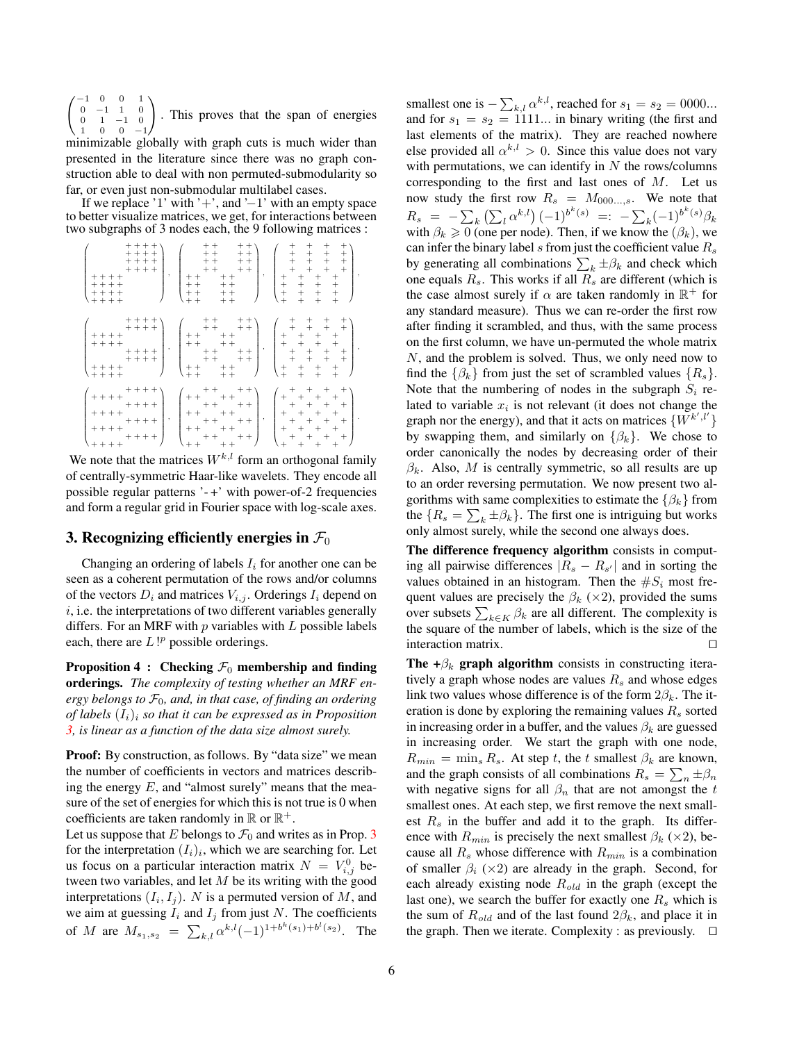$\begin{pmatrix} -1 & 0 & 0 & 1 \\ 0 & -1 & 1 & 0 \\ 0 & 1 & -1 & 0 \\ 1 & 0 & 0 & -1 \end{pmatrix}$. This proves that the span of energies minimizable globally with graph cuts is much wider than presented in the literature since there was no graph construction able to deal with non permuted-submodularity so far, or even just non-submodular multilabel cases.

If we replace '1' with '+', and '−1' with an empty space to better visualize matrices, we get, for interactions between two subgraphs of 3 nodes each, the 9 following matrices :

$$
\begin{pmatrix}
 & & & &+&+&+&+\\
 & & & &+&+&+&+\\
 & & & &+&+&+&+\\
 & & & &+&+&+&+\\
+&+&+&+& & & & \\
+&+&+&+& & & & \\
+&+&+&+& & & & \\
+&+&+&+& & & &
\end{pmatrix},
\begin{pmatrix}
 & &+&+& & &+&+\\
 & &+&+& & &+&+\\
 & &+&+& & &+&+\\
 & &+&+& & &+&+\\
+&+& & &+&+& & \\
+&+& & &+&+& & \\
+&+& & &+&+& & \\
+&+& & &+&+& &
\end{pmatrix},
\begin{pmatrix}
 &+& &+& &+& &+\\
 &+& &+& &+& &+\\
 &+& &+& &+& &+\\
 &+& &+& &+& &+\\
+& &+& &+& &+& \\
+& &+& &+& &+& \\
+& &+& &+& &+& \\
+& &+& &+& &+&
\end{pmatrix},
$$

$$
\begin{pmatrix}
 & & & &+&+&+&+\\
 & & & &+&+&+&+\\
+&+&+&+& & & & \\
+&+&+&+& & & & \\
 & & & &+&+&+&+\\
 & & & &+&+&+&+\\
+&+&+&+& & & & \\
+&+&+&+& & & &
\end{pmatrix},
\begin{pmatrix}
 & &+&+& & &+&+\\
 & &+&+& & &+&+\\
+&+& & &+&+& & \\
+&+& & &+&+& & \\
 & &+&+& & &+&+\\
 & &+&+& & &+&+\\
+&+& & &+&+& & \\
+&+& & &+&+& &
\end{pmatrix},
\begin{pmatrix}
 &+& &+& &+& &+\\
 &+& &+& &+& &+\\
+& &+& &+& &+& \\
+& &+& &+& &+& \\
 &+& &+& &+& &+\\
 &+& &+& &+& &+\\
+& &+& &+& &+& \\
+& &+& &+& &+&
\end{pmatrix},
$$

$$
\begin{pmatrix}
 & & & &+&+&+&+\\
+&+&+&+& & & & \\
 & & & &+&+&+&+\\
+&+&+&+& & & & \\
 & & & &+&+&+&+\\
+&+&+&+& & & & \\
 & & & &+&+&+&+\\
+&+&+&+& & & &
\end{pmatrix},
\begin{pmatrix}
 & &+&+& & &+&+\\
+&+& & &+&+& & \\
 & &+&+& & &+&+\\
+&+& & &+&+& & \\
 & &+&+& & &+&+\\
+&+& & &+&+& & \\
 & &+&+& & &+&+\\
+&+& & &+&+& &
\end{pmatrix},
\begin{pmatrix}
 &+& &+& &+& &+\\
+& &+& &+& &+& \\
 &+& &+& &+& &+\\
+& &+& &+& &+& \\
 &+& &+& &+& &+\\
+& &+& &+& &+& \\
 &+& &+& &+& &+\\
+& &+& &+& &+&
\end{pmatrix}.
$$

We note that the matrices $W^{k,l}$ form an orthogonal family of centrally-symmetric Haar-like wavelets. They encode all possible regular patterns '- +' with power-of-2 frequencies and form a regular grid in Fourier space with log-scale axes.

## 3. Recognizing efficiently energies in $\mathcal{F}_0$

Changing an ordering of labels $I_i$ for another one can be seen as a coherent permutation of the rows and/or columns of the vectors $D_i$ and matrices $V_{i,j}$. Orderings $I_i$ depend on $i$, i.e. the interpretations of two different variables generally differs. For an MRF with $p$ variables with $L$ possible labels each, there are $L!^p$ possible orderings.

**Proposition 4 : Checking $\mathcal{F}_0$ membership and finding orderings.** *The complexity of testing whether an MRF energy belongs to $\mathcal{F}_0$, and, in that case, of finding an ordering of labels $(I_i)_i$ so that it can be expressed as in Proposition 3, is linear as a function of the data size almost surely.*

**Proof:** By construction, as follows. By "data size" we mean the number of coefficients in vectors and matrices describing the energy $E$, and "almost surely" means that the measure of the set of energies for which this is not true is 0 when coefficients are taken randomly in $\mathbb{R}$ or $\mathbb{R}^+$.

Let us suppose that $E$ belongs to $\mathcal{F}_0$ and writes as in Prop. 3 for the interpretation $(I_i)_i$, which we are searching for. Let us focus on a particular interaction matrix $N = V^0_{i,j}$ between two variables, and let $M$ be its writing with the good interpretations $(I_i, I_j)$. $N$ is a permuted version of $M$, and we aim at guessing $I_i$ and $I_j$ from just $N$. The coefficients of $M$ are $M_{s_1,s_2} = \sum_{k,l} \alpha^{k,l} (-1)^{1+b^k(s_1)+b^l(s_2)}$. The smallest one is $-\sum_{k,l} \alpha^{k,l}$, reached for $s_1 = s_2 = 0000...$ and for $s_1 = s_2 = 1111...$ in binary writing (the first and last elements of the matrix). They are reached nowhere else provided all $\alpha^{k,l} > 0$. Since this value does not vary with permutations, we can identify in $N$ the rows/columns corresponding to the first and last ones of $M$. Let us now study the first row $R_s = M_{000...,s}$. We note that $R_s = -\sum_k \left(\sum_l \alpha^{k,l}\right) (-1)^{b^k(s)} =: -\sum_k (-1)^{b^k(s)} \beta_k$ with $\beta_k \geqslant 0$ (one per node). Then, if we know the $(\beta_k)$, we can infer the binary label $s$ from just the coefficient value $R_s$ by generating all combinations $\sum_k \pm\beta_k$ and check which one equals $R_s$. This works if all $R_s$ are different (which is the case almost surely if $\alpha$ are taken randomly in $\mathbb{R}^+$ for any standard measure). Thus we can re-order the first row after finding it scrambled, and thus, with the same process on the first column, we have un-permuted the whole matrix $N$, and the problem is solved. Thus, we only need now to find the $\{\beta_k\}$ from just the set of scrambled values $\{R_s\}$. Note that the numbering of nodes in the subgraph $S_i$ related to variable $x_i$ is not relevant (it does not change the graph nor the energy), and that it acts on matrices $\{W^{k',l'}\}$ by swapping them, and similarly on $\{\beta_k\}$. We chose to order canonically the nodes by decreasing order of their $\beta_k$. Also, $M$ is centrally symmetric, so all results are up to an order reversing permutation. We now present two algorithms with same complexities to estimate the $\{\beta_k\}$ from the $\{R_s = \sum_k \pm\beta_k\}$. The first one is intriguing but works only almost surely, while the second one always does.

**The difference frequency algorithm** consists in computing all pairwise differences $|R_s - R_{s'}|$ and in sorting the values obtained in an histogram. Then the $\#S_i$ most frequent values are precisely the $\beta_k$ ($\times 2$), provided the sums over subsets $\sum_{k \in K} \beta_k$ are all different. The complexity is the square of the number of labels, which is the size of the interaction matrix. □

**The $+\beta_k$ graph algorithm** consists in constructing iteratively a graph whose nodes are values $R_s$ and whose edges link two values whose difference is of the form $2\beta_k$. The iteration is done by exploring the remaining values $R_s$ sorted in increasing order in a buffer, and the values $\beta_k$ are guessed in increasing order. We start the graph with one node, $R_{min} = \min_s R_s$. At step $t$, the $t$ smallest $\beta_k$ are known, and the graph consists of all combinations $R_s = \sum_n \pm\beta_n$ with negative signs for all $\beta_n$ that are not amongst the $t$ smallest ones. At each step, we first remove the next smallest $R_s$ in the buffer and add it to the graph. Its difference with $R_{min}$ is precisely the next smallest $\beta_k$ ($\times 2$), because all $R_s$ whose difference with $R_{min}$ is a combination of smaller $\beta_i$ ($\times 2$) are already in the graph. Second, for each already existing node $R_{old}$ in the graph (except the last one), we search the buffer for exactly one $R_s$ which is the sum of $R_{old}$ and of the last found $2\beta_k$, and place it in the graph. Then we iterate. Complexity : as previously. □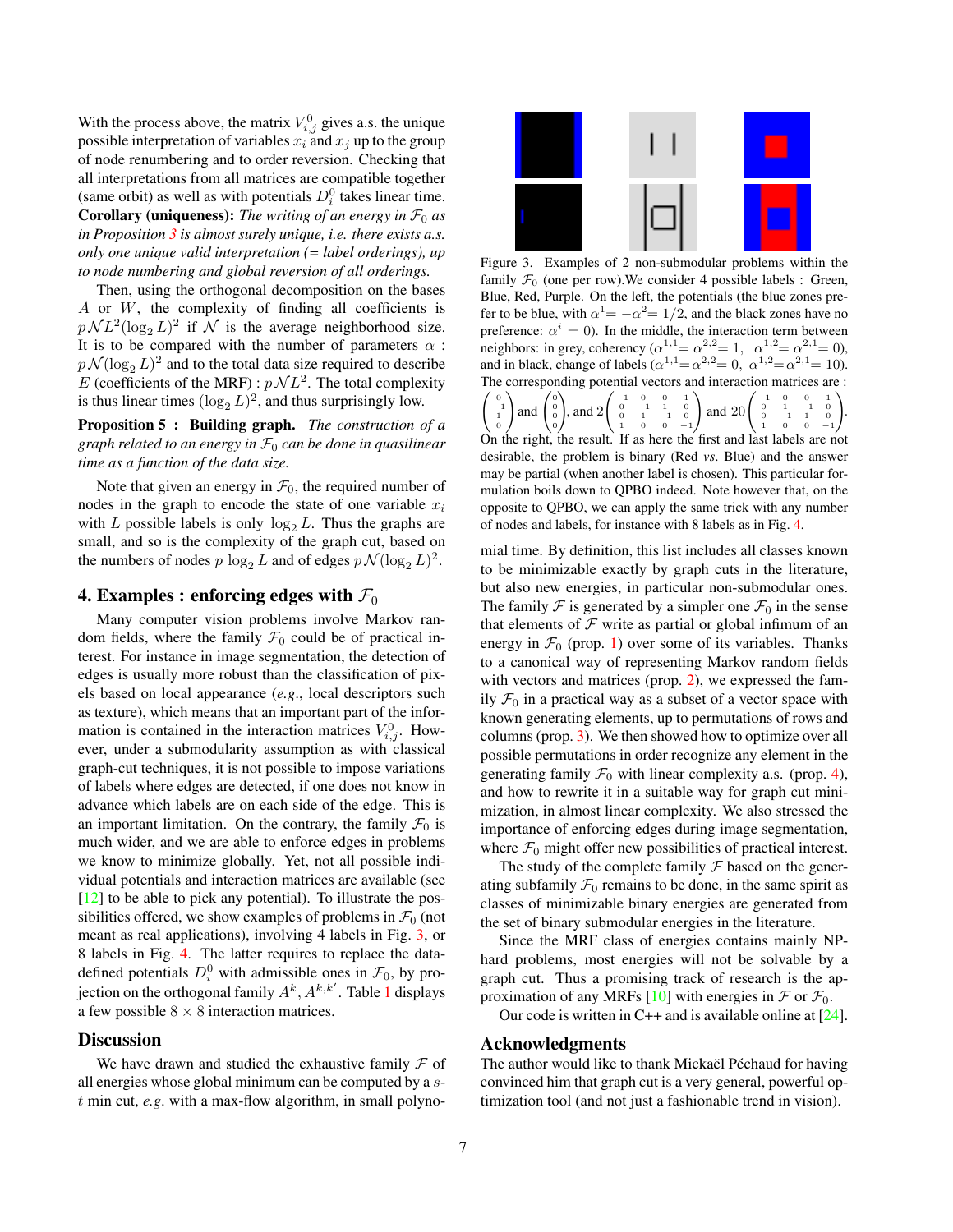With the process above, the matrix $V^0_{i,j}$ gives a.s. the unique possible interpretation of variables $x_i$ and $x_j$ up to the group of node renumbering and to order reversion. Checking that all interpretations from all matrices are compatible together (same orbit) as well as with potentials $D^0_i$ takes linear time.

**Corollary (uniqueness):** *The writing of an energy in $\mathcal{F}_0$ as in Proposition 3 is almost surely unique, i.e. there exists a.s. only one unique valid interpretation (= label orderings), up to node numbering and global reversion of all orderings.*

Then, using the orthogonal decomposition on the bases $A$ or $W$, the complexity of finding all coefficients is $p\mathcal{N}L^2(\log_2 L)^2$ if $\mathcal{N}$ is the average neighborhood size. It is to be compared with the number of parameters $\alpha$ : $p\mathcal{N}(\log_2 L)^2$ and to the total data size required to describe $E$ (coefficients of the MRF) : $p\mathcal{N}L^2$. The total complexity is thus linear times $(\log_2 L)^2$, and thus surprisingly low.

**Proposition 5 : Building graph.** *The construction of a graph related to an energy in $\mathcal{F}_0$ can be done in quasilinear time as a function of the data size.*

Note that given an energy in $\mathcal{F}_0$, the required number of nodes in the graph to encode the state of one variable $x_i$ with $L$ possible labels is only $\log_2 L$. Thus the graphs are small, and so is the complexity of the graph cut, based on the numbers of nodes $p \log_2 L$ and of edges $p\mathcal{N}(\log_2 L)^2$.

## 4. Examples : enforcing edges with $\mathcal{F}_0$

Many computer vision problems involve Markov random fields, where the family $\mathcal{F}_0$ could be of practical interest. For instance in image segmentation, the detection of edges is usually more robust than the classification of pixels based on local appearance (*e.g.*, local descriptors such as texture), which means that an important part of the information is contained in the interaction matrices $V^0_{i,j}$. However, under a submodularity assumption as with classical graph-cut techniques, it is not possible to impose variations of labels where edges are detected, if one does not know in advance which labels are on each side of the edge. This is an important limitation. On the contrary, the family $\mathcal{F}_0$ is much wider, and we are able to enforce edges in problems we know to minimize globally. Yet, not all possible individual potentials and interaction matrices are available (see [12] to be able to pick any potential). To illustrate the possibilities offered, we show examples of problems in $\mathcal{F}_0$ (not meant as real applications), involving 4 labels in Fig. 3, or 8 labels in Fig. 4. The latter requires to replace the data-defined potentials $D^0_i$ with admissible ones in $\mathcal{F}_0$, by projection on the orthogonal family $A^k$, $A^{k,k'}$. Table 1 displays a few possible $8 \times 8$ interaction matrices.

Figure 3. Examples of 2 non-submodular problems within the family $\mathcal{F}_0$ (one per row).We consider 4 possible labels : Green, Blue, Red, Purple. On the left, the potentials (the blue zones prefer to be blue, with $\alpha^1 = -\alpha^2 = 1/2$, and the black zones have no preference: $\alpha^i = 0$). In the middle, the interaction term between neighbors: in grey, coherency ($\alpha^{1,1} = \alpha^{2,2} = 1$, $\alpha^{1,2} = \alpha^{2,1} = 0$), and in black, change of labels ($\alpha^{1,1} = \alpha^{2,2} = 0$, $\alpha^{1,2} = \alpha^{2,1} = 10$). The corresponding potential vectors and interaction matrices are : $\begin{pmatrix} 0 \\ -1 \\ 1 \\ 0 \end{pmatrix}$ and $\begin{pmatrix} 0 \\ 0 \\ 0 \\ 0 \end{pmatrix}$, and $2\begin{pmatrix} -1 & 0 & 0 & 1 \\ 0 & -1 & 1 & 0 \\ 0 & 1 & -1 & 0 \\ 1 & 0 & 0 & -1 \end{pmatrix}$ and $20\begin{pmatrix} -1 & 0 & 0 & 1 \\ 0 & 1 & -1 & 0 \\ 0 & -1 & 1 & 0 \\ 1 & 0 & 0 & -1 \end{pmatrix}$. On the right, the result. If as here the first and last labels are not desirable, the problem is binary (Red *vs.* Blue) and the answer may be partial (when another label is chosen). This particular formulation boils down to QPBO indeed. Note however that, on the opposite to QPBO, we can apply the same trick with any number of nodes and labels, for instance with 8 labels as in Fig. 4.

## Discussion

We have drawn and studied the exhaustive family $\mathcal{F}$ of all energies whose global minimum can be computed by a $s$-$t$ min cut, *e.g.* with a max-flow algorithm, in small polynomial time. By definition, this list includes all classes known to be minimizable exactly by graph cuts in the literature, but also new energies, in particular non-submodular ones. The family $\mathcal{F}$ is generated by a simpler one $\mathcal{F}_0$ in the sense that elements of $\mathcal{F}$ write as partial or global infimum of an energy in $\mathcal{F}_0$ (prop. 1) over some of its variables. Thanks to a canonical way of representing Markov random fields with vectors and matrices (prop. 2), we expressed the family $\mathcal{F}_0$ in a practical way as a subset of a vector space with known generating elements, up to permutations of rows and columns (prop. 3). We then showed how to optimize over all possible permutations in order recognize any element in the generating family $\mathcal{F}_0$ with linear complexity a.s. (prop. 4), and how to rewrite it in a suitable way for graph cut minimization, in almost linear complexity. We also stressed the importance of enforcing edges during image segmentation, where $\mathcal{F}_0$ might offer new possibilities of practical interest.

The study of the complete family $\mathcal{F}$ based on the generating subfamily $\mathcal{F}_0$ remains to be done, in the same spirit as classes of minimizable binary energies are generated from the set of binary submodular energies in the literature.

Since the MRF class of energies contains mainly NP-hard problems, most energies will not be solvable by a graph cut. Thus a promising track of research is the approximation of any MRFs [10] with energies in $\mathcal{F}$ or $\mathcal{F}_0$.

Our code is written in C++ and is available online at [24].

## Acknowledgments

The author would like to thank Mickaël Péchaud for having convinced him that graph cut is a very general, powerful optimization tool (and not just a fashionable trend in vision).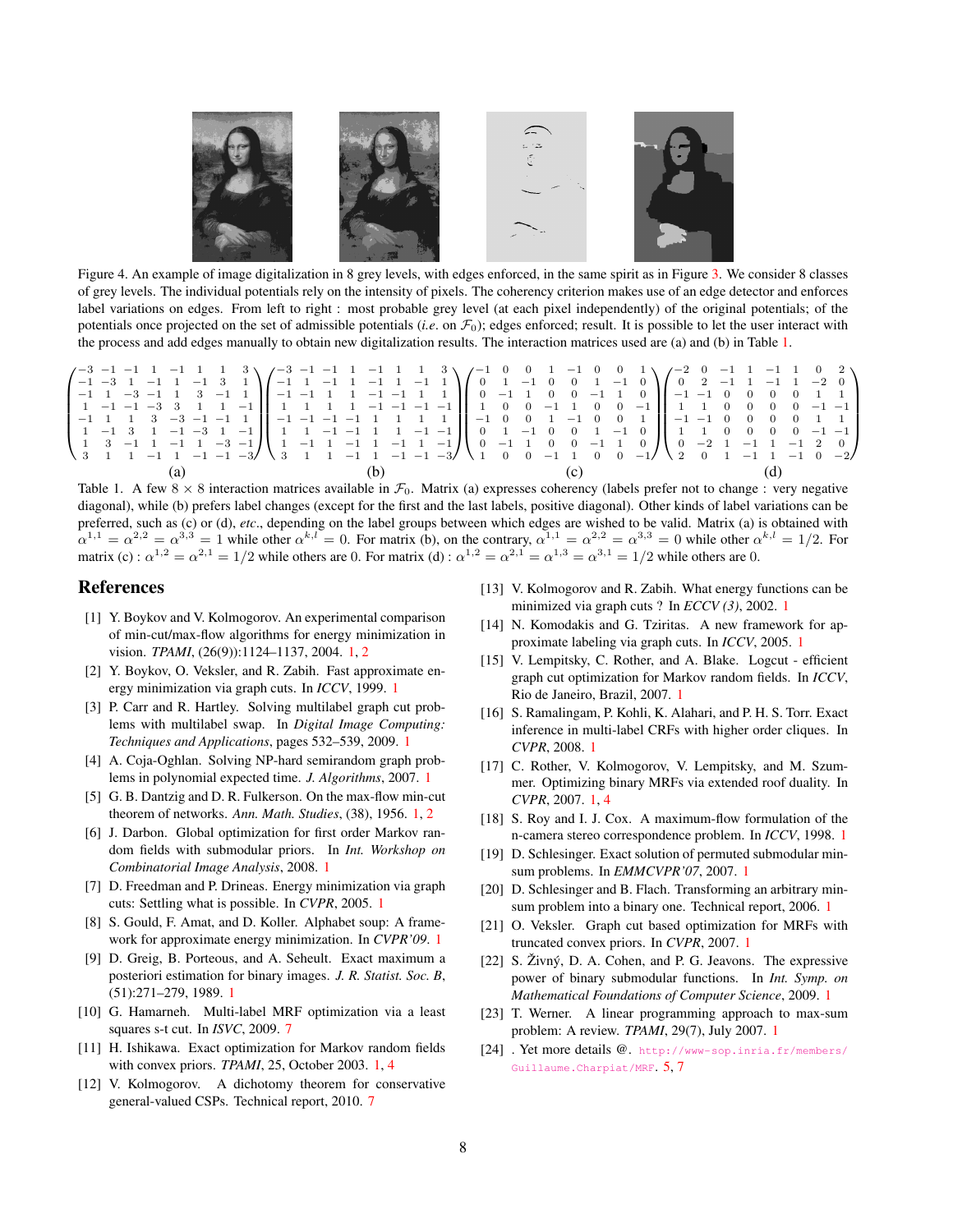Figure 4. An example of image digitalization in 8 grey levels, with edges enforced, in the same spirit as in Figure 3. We consider 8 classes of grey levels. The individual potentials rely on the intensity of pixels. The coherency criterion makes use of an edge detector and enforces label variations on edges. From left to right : most probable grey level (at each pixel independently) of the original potentials; of the potentials once projected on the set of admissible potentials (*i.e.* on $\mathcal{F}_0$); edges enforced; result. It is possible to let the user interact with the process and add edges manually to obtain new digitalization results. The interaction matrices used are (a) and (b) in Table 1.

$$
\underset{(a)}{\begin{pmatrix}
-3 & -1 & -1 & 1 & -1 & 1 & 1 & 3 \\
-1 & -3 & 1 & -1 & 1 & -1 & 3 & 1 \\
-1 & 1 & -3 & -1 & 1 & 3 & -1 & 1 \\
1 & -1 & -1 & -3 & 3 & 1 & 1 & -1 \\
-1 & 1 & 1 & 3 & -3 & -1 & -1 & 1 \\
1 & -1 & 3 & 1 & -1 & -3 & 1 & -1 \\
1 & 3 & -1 & 1 & -1 & 1 & -3 & -1 \\
3 & 1 & 1 & -1 & 1 & -1 & -1 & -3
\end{pmatrix}}
\underset{(b)}{\begin{pmatrix}
-3 & -1 & -1 & 1 & -1 & 1 & 1 & 3 \\
-1 & 1 & -1 & 1 & -1 & 1 & -1 & 1 \\
-1 & -1 & 1 & 1 & -1 & -1 & 1 & 1 \\
1 & 1 & 1 & 1 & -1 & -1 & -1 & -1 \\
-1 & -1 & -1 & -1 & 1 & 1 & 1 & 1 \\
1 & 1 & -1 & -1 & 1 & 1 & -1 & -1 \\
1 & -1 & 1 & -1 & 1 & -1 & 1 & -1 \\
3 & 1 & 1 & -1 & 1 & -1 & -1 & -3
\end{pmatrix}}
\underset{(c)}{\begin{pmatrix}
-1 & 0 & 0 & 1 & -1 & 0 & 0 & 1 \\
0 & 1 & -1 & 0 & 0 & 1 & -1 & 0 \\
0 & -1 & 1 & 0 & 0 & -1 & 1 & 0 \\
1 & 0 & 0 & -1 & 1 & 0 & 0 & -1 \\
-1 & 0 & 0 & 1 & -1 & 0 & 0 & 1 \\
0 & 1 & -1 & 0 & 0 & 1 & -1 & 0 \\
0 & -1 & 1 & 0 & 0 & -1 & 1 & 0 \\
1 & 0 & 0 & -1 & 1 & 0 & 0 & -1
\end{pmatrix}}
\underset{(d)}{\begin{pmatrix}
-2 & 0 & -1 & 1 & -1 & 1 & 0 & 2 \\
0 & 2 & -1 & 1 & -1 & 1 & -2 & 0 \\
-1 & -1 & 0 & 0 & 0 & 0 & 1 & 1 \\
1 & 1 & 0 & 0 & 0 & 0 & -1 & -1 \\
-1 & -1 & 0 & 0 & 0 & 0 & 1 & 1 \\
1 & 1 & 0 & 0 & 0 & 0 & -1 & -1 \\
0 & -2 & 1 & -1 & 1 & -1 & 2 & 0 \\
2 & 0 & 1 & -1 & 1 & -1 & 0 & -2
\end{pmatrix}}
$$

Table 1. A few $8 \times 8$ interaction matrices available in $\mathcal{F}_0$. Matrix (a) expresses coherency (labels prefer not to change : very negative diagonal), while (b) prefers label changes (except for the first and the last labels, positive diagonal). Other kinds of label variations can be preferred, such as (c) or (d), *etc*., depending on the label groups between which edges are wished to be valid. Matrix (a) is obtained with $\alpha^{1,1} = \alpha^{2,2} = \alpha^{3,3} = 1$ while other $\alpha^{k,l} = 0$. For matrix (b), on the contrary, $\alpha^{1,1} = \alpha^{2,2} = \alpha^{3,3} = 0$ while other $\alpha^{k,l} = 1/2$. For matrix (c) : $\alpha^{1,2} = \alpha^{2,1} = 1/2$ while others are 0. For matrix (d) : $\alpha^{1,2} = \alpha^{2,1} = \alpha^{1,3} = \alpha^{3,1} = 1/2$ while others are 0.

## References

[1] Y. Boykov and V. Kolmogorov. An experimental comparison of min-cut/max-flow algorithms for energy minimization in vision. *TPAMI*, (26(9)):1124–1137, 2004. 1, 2

[2] Y. Boykov, O. Veksler, and R. Zabih. Fast approximate energy minimization via graph cuts. In *ICCV*, 1999. 1

[3] P. Carr and R. Hartley. Solving multilabel graph cut problems with multilabel swap. In *Digital Image Computing: Techniques and Applications*, pages 532–539, 2009. 1

[4] A. Coja-Oghlan. Solving NP-hard semirandom graph problems in polynomial expected time. *J. Algorithms*, 2007. 1

[5] G. B. Dantzig and D. R. Fulkerson. On the max-flow min-cut theorem of networks. *Ann. Math. Studies*, (38), 1956. 1, 2

[6] J. Darbon. Global optimization for first order Markov random fields with submodular priors. In *Int. Workshop on Combinatorial Image Analysis*, 2008. 1

[7] D. Freedman and P. Drineas. Energy minimization via graph cuts: Settling what is possible. In *CVPR*, 2005. 1

[8] S. Gould, F. Amat, and D. Koller. Alphabet soup: A framework for approximate energy minimization. In *CVPR'09*. 1

[9] D. Greig, B. Porteous, and A. Seheult. Exact maximum a posteriori estimation for binary images. *J. R. Statist. Soc. B*, (51):271–279, 1989. 1

[10] G. Hamarneh. Multi-label MRF optimization via a least squares s-t cut. In *ISVC*, 2009. 7

[11] H. Ishikawa. Exact optimization for Markov random fields with convex priors. *TPAMI*, 25, October 2003. 1, 4

[12] V. Kolmogorov. A dichotomy theorem for conservative general-valued CSPs. Technical report, 2010. 7

[13] V. Kolmogorov and R. Zabih. What energy functions can be minimized via graph cuts ? In *ECCV (3)*, 2002. 1

[14] N. Komodakis and G. Tziritas. A new framework for approximate labeling via graph cuts. In *ICCV*, 2005. 1

[15] V. Lempitsky, C. Rother, and A. Blake. Logcut - efficient graph cut optimization for Markov random fields. In *ICCV*, Rio de Janeiro, Brazil, 2007. 1

[16] S. Ramalingam, P. Kohli, K. Alahari, and P. H. S. Torr. Exact inference in multi-label CRFs with higher order cliques. In *CVPR*, 2008. 1

[17] C. Rother, V. Kolmogorov, V. Lempitsky, and M. Szummer. Optimizing binary MRFs via extended roof duality. In *CVPR*, 2007. 1, 4

[18] S. Roy and I. J. Cox. A maximum-flow formulation of the n-camera stereo correspondence problem. In *ICCV*, 1998. 1

[19] D. Schlesinger. Exact solution of permuted submodular min-sum problems. In *EMMCVPR'07*, 2007. 1

[20] D. Schlesinger and B. Flach. Transforming an arbitrary min-sum problem into a binary one. Technical report, 2006. 1

[21] O. Veksler. Graph cut based optimization for MRFs with truncated convex priors. In *CVPR*, 2007. 1

[22] S. Živný, D. A. Cohen, and P. G. Jeavons. The expressive power of binary submodular functions. In *Int. Symp. on Mathematical Foundations of Computer Science*, 2009. 1

[23] T. Werner. A linear programming approach to max-sum problem: A review. *TPAMI*, 29(7), July 2007. 1

[24] . Yet more details @. `http://www-sop.inria.fr/members/Guillaume.Charpiat/MRF`. 5, 7